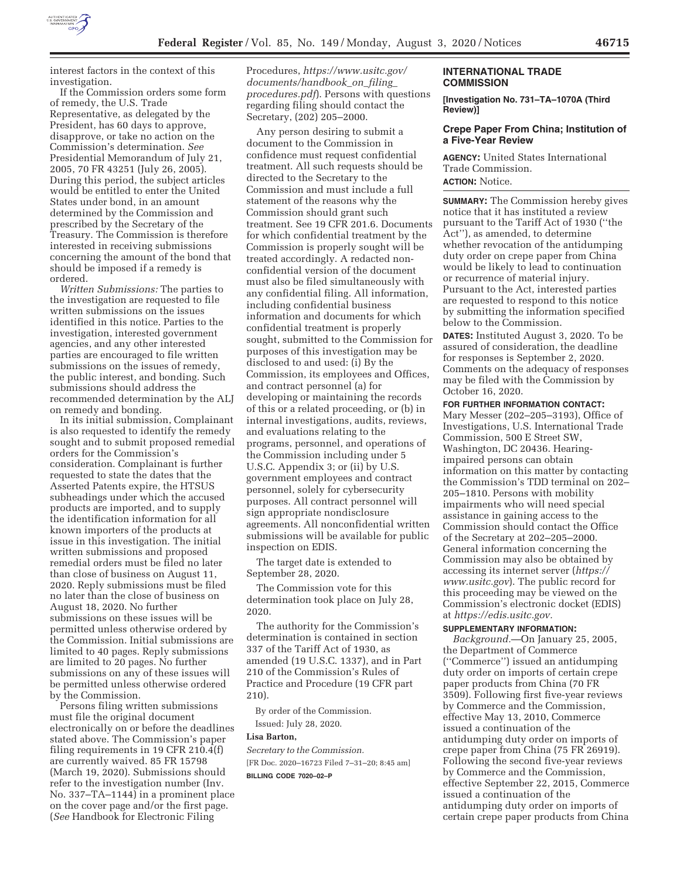interest factors in the context of this investigation.

If the Commission orders some form of remedy, the U.S. Trade Representative, as delegated by the President, has 60 days to approve, disapprove, or take no action on the Commission's determination. *See* Presidential Memorandum of July 21, 2005, 70 FR 43251 (July 26, 2005). During this period, the subject articles would be entitled to enter the United States under bond, in an amount determined by the Commission and prescribed by the Secretary of the Treasury. The Commission is therefore interested in receiving submissions concerning the amount of the bond that should be imposed if a remedy is ordered.

*Written Submissions:* The parties to the investigation are requested to file written submissions on the issues identified in this notice. Parties to the investigation, interested government agencies, and any other interested parties are encouraged to file written submissions on the issues of remedy, the public interest, and bonding. Such submissions should address the recommended determination by the ALJ on remedy and bonding.

In its initial submission, Complainant is also requested to identify the remedy sought and to submit proposed remedial orders for the Commission's consideration. Complainant is further requested to state the dates that the Asserted Patents expire, the HTSUS subheadings under which the accused products are imported, and to supply the identification information for all known importers of the products at issue in this investigation. The initial written submissions and proposed remedial orders must be filed no later than close of business on August 11, 2020. Reply submissions must be filed no later than the close of business on August 18, 2020. No further submissions on these issues will be permitted unless otherwise ordered by the Commission. Initial submissions are limited to 40 pages. Reply submissions are limited to 20 pages. No further submissions on any of these issues will be permitted unless otherwise ordered by the Commission.

Persons filing written submissions must file the original document electronically on or before the deadlines stated above. The Commission's paper filing requirements in 19 CFR 210.4(f) are currently waived. 85 FR 15798 (March 19, 2020). Submissions should refer to the investigation number (Inv. No. 337–TA–1144) in a prominent place on the cover page and/or the first page. (*See* Handbook for Electronic Filing Procedures, *https://www.usitc.gov/documents/handbook_on_filing_procedures.pdf*). Persons with questions regarding filing should contact the Secretary, (202) 205–2000.

Any person desiring to submit a document to the Commission in confidence must request confidential treatment. All such requests should be directed to the Secretary to the Commission and must include a full statement of the reasons why the Commission should grant such treatment. See 19 CFR 201.6. Documents for which confidential treatment by the Commission is properly sought will be treated accordingly. A redacted non-confidential version of the document must also be filed simultaneously with any confidential filing. All information, including confidential business information and documents for which confidential treatment is properly sought, submitted to the Commission for purposes of this investigation may be disclosed to and used: (i) By the Commission, its employees and Offices, and contract personnel (a) for developing or maintaining the records of this or a related proceeding, or (b) in internal investigations, audits, reviews, and evaluations relating to the programs, personnel, and operations of the Commission including under 5 U.S.C. Appendix 3; or (ii) by U.S. government employees and contract personnel, solely for cybersecurity purposes. All contract personnel will sign appropriate nondisclosure agreements. All nonconfidential written submissions will be available for public inspection on EDIS.

The target date is extended to September 28, 2020.

The Commission vote for this determination took place on July 28, 2020.

The authority for the Commission's determination is contained in section 337 of the Tariff Act of 1930, as amended (19 U.S.C. 1337), and in Part 210 of the Commission's Rules of Practice and Procedure (19 CFR part 210).

By order of the Commission.

Issued: July 28, 2020.

**Lisa Barton,**

*Secretary to the Commission.*

[FR Doc. 2020–16723 Filed 7–31–20; 8:45 am]

**BILLING CODE 7020–02–P**

## INTERNATIONAL TRADE COMMISSION

**[Investigation No. 731–TA–1070A (Third Review)]**

## Crepe Paper From China; Institution of a Five-Year Review

**AGENCY:** United States International Trade Commission.

**ACTION:** Notice.

**SUMMARY:** The Commission hereby gives notice that it has instituted a review pursuant to the Tariff Act of 1930 ("the Act"), as amended, to determine whether revocation of the antidumping duty order on crepe paper from China would be likely to lead to continuation or recurrence of material injury. Pursuant to the Act, interested parties are requested to respond to this notice by submitting the information specified below to the Commission.

**DATES:** Instituted August 3, 2020. To be assured of consideration, the deadline for responses is September 2, 2020. Comments on the adequacy of responses may be filed with the Commission by October 16, 2020.

**FOR FURTHER INFORMATION CONTACT:** Mary Messer (202–205–3193), Office of Investigations, U.S. International Trade Commission, 500 E Street SW, Washington, DC 20436. Hearing-impaired persons can obtain information on this matter by contacting the Commission's TDD terminal on 202–205–1810. Persons with mobility impairments who will need special assistance in gaining access to the Commission should contact the Office of the Secretary at 202–205–2000. General information concerning the Commission may also be obtained by accessing its internet server (*https://www.usitc.gov*). The public record for this proceeding may be viewed on the Commission's electronic docket (EDIS) at *https://edis.usitc.gov.*

**SUPPLEMENTARY INFORMATION:**

*Background.*—On January 25, 2005, the Department of Commerce ("Commerce") issued an antidumping duty order on imports of certain crepe paper products from China (70 FR 3509). Following first five-year reviews by Commerce and the Commission, effective May 13, 2010, Commerce issued a continuation of the antidumping duty order on imports of crepe paper from China (75 FR 26919). Following the second five-year reviews by Commerce and the Commission, effective September 22, 2015, Commerce issued a continuation of the antidumping duty order on imports of certain crepe paper products from China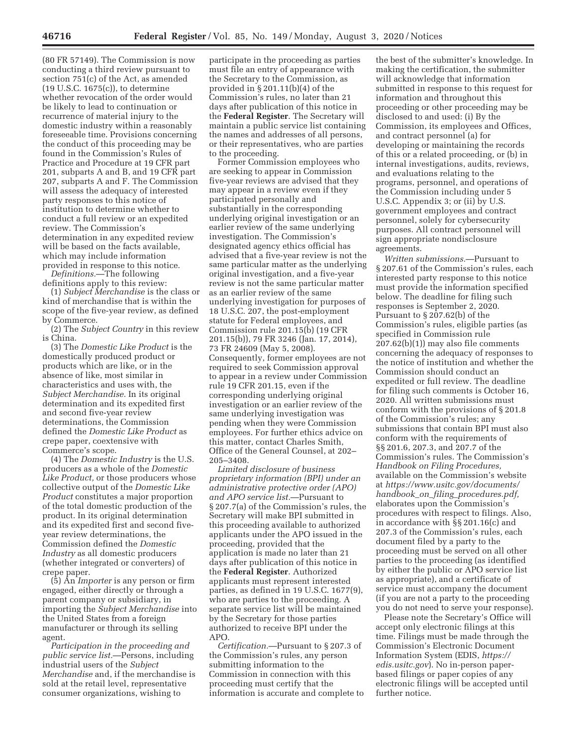(80 FR 57149). The Commission is now conducting a third review pursuant to section 751(c) of the Act, as amended (19 U.S.C. 1675(c)), to determine whether revocation of the order would be likely to lead to continuation or recurrence of material injury to the domestic industry within a reasonably foreseeable time. Provisions concerning the conduct of this proceeding may be found in the Commission's Rules of Practice and Procedure at 19 CFR part 201, subparts A and B, and 19 CFR part 207, subparts A and F. The Commission will assess the adequacy of interested party responses to this notice of institution to determine whether to conduct a full review or an expedited review. The Commission's determination in any expedited review will be based on the facts available, which may include information provided in response to this notice.

*Definitions.*—The following definitions apply to this review:

(1) *Subject Merchandise* is the class or kind of merchandise that is within the scope of the five-year review, as defined by Commerce.

(2) The *Subject Country* in this review is China.

(3) The *Domestic Like Product* is the domestically produced product or products which are like, or in the absence of like, most similar in characteristics and uses with, the *Subject Merchandise.* In its original determination and its expedited first and second five-year review determinations, the Commission defined the *Domestic Like Product* as crepe paper, coextensive with Commerce's scope.

(4) The *Domestic Industry* is the U.S. producers as a whole of the *Domestic Like Product,* or those producers whose collective output of the *Domestic Like Product* constitutes a major proportion of the total domestic production of the product. In its original determination and its expedited first and second five-year review determinations, the Commission defined the *Domestic Industry* as all domestic producers (whether integrated or converters) of crepe paper.

(5) An *Importer* is any person or firm engaged, either directly or through a parent company or subsidiary, in importing the *Subject Merchandise* into the United States from a foreign manufacturer or through its selling agent.

*Participation in the proceeding and public service list.*—Persons, including industrial users of the *Subject Merchandise* and, if the merchandise is sold at the retail level, representative consumer organizations, wishing to participate in the proceeding as parties must file an entry of appearance with the Secretary to the Commission, as provided in § 201.11(b)(4) of the Commission's rules, no later than 21 days after publication of this notice in the **Federal Register**. The Secretary will maintain a public service list containing the names and addresses of all persons, or their representatives, who are parties to the proceeding.

Former Commission employees who are seeking to appear in Commission five-year reviews are advised that they may appear in a review even if they participated personally and substantially in the corresponding underlying original investigation or an earlier review of the same underlying investigation. The Commission's designated agency ethics official has advised that a five-year review is not the same particular matter as the underlying original investigation, and a five-year review is not the same particular matter as an earlier review of the same underlying investigation for purposes of 18 U.S.C. 207, the post-employment statute for Federal employees, and Commission rule 201.15(b) (19 CFR 201.15(b)), 79 FR 3246 (Jan. 17, 2014), 73 FR 24609 (May 5, 2008). Consequently, former employees are not required to seek Commission approval to appear in a review under Commission rule 19 CFR 201.15, even if the corresponding underlying original investigation or an earlier review of the same underlying investigation was pending when they were Commission employees. For further ethics advice on this matter, contact Charles Smith, Office of the General Counsel, at 202–205–3408.

*Limited disclosure of business proprietary information (BPI) under an administrative protective order (APO) and APO service list.*—Pursuant to § 207.7(a) of the Commission's rules, the Secretary will make BPI submitted in this proceeding available to authorized applicants under the APO issued in the proceeding, provided that the application is made no later than 21 days after publication of this notice in the **Federal Register**. Authorized applicants must represent interested parties, as defined in 19 U.S.C. 1677(9), who are parties to the proceeding. A separate service list will be maintained by the Secretary for those parties authorized to receive BPI under the APO.

*Certification.*—Pursuant to § 207.3 of the Commission's rules, any person submitting information to the Commission in connection with this proceeding must certify that the information is accurate and complete to the best of the submitter's knowledge. In making the certification, the submitter will acknowledge that information submitted in response to this request for information and throughout this proceeding or other proceeding may be disclosed to and used: (i) By the Commission, its employees and Offices, and contract personnel (a) for developing or maintaining the records of this or a related proceeding, or (b) in internal investigations, audits, reviews, and evaluations relating to the programs, personnel, and operations of the Commission including under 5 U.S.C. Appendix 3; or (ii) by U.S. government employees and contract personnel, solely for cybersecurity purposes. All contract personnel will sign appropriate nondisclosure agreements.

*Written submissions.*—Pursuant to § 207.61 of the Commission's rules, each interested party response to this notice must provide the information specified below. The deadline for filing such responses is September 2, 2020. Pursuant to § 207.62(b) of the Commission's rules, eligible parties (as specified in Commission rule 207.62(b)(1)) may also file comments concerning the adequacy of responses to the notice of institution and whether the Commission should conduct an expedited or full review. The deadline for filing such comments is October 16, 2020. All written submissions must conform with the provisions of § 201.8 of the Commission's rules; any submissions that contain BPI must also conform with the requirements of §§ 201.6, 207.3, and 207.7 of the Commission's rules. The Commission's *Handbook on Filing Procedures,* available on the Commission's website at *https://www.usitc.gov/documents/handbook_on_filing_procedures.pdf,* elaborates upon the Commission's procedures with respect to filings. Also, in accordance with §§ 201.16(c) and 207.3 of the Commission's rules, each document filed by a party to the proceeding must be served on all other parties to the proceeding (as identified by either the public or APO service list as appropriate), and a certificate of service must accompany the document (if you are not a party to the proceeding you do not need to serve your response).

Please note the Secretary's Office will accept only electronic filings at this time. Filings must be made through the Commission's Electronic Document Information System (EDIS, *https://edis.usitc.gov*). No in-person paper-based filings or paper copies of any electronic filings will be accepted until further notice.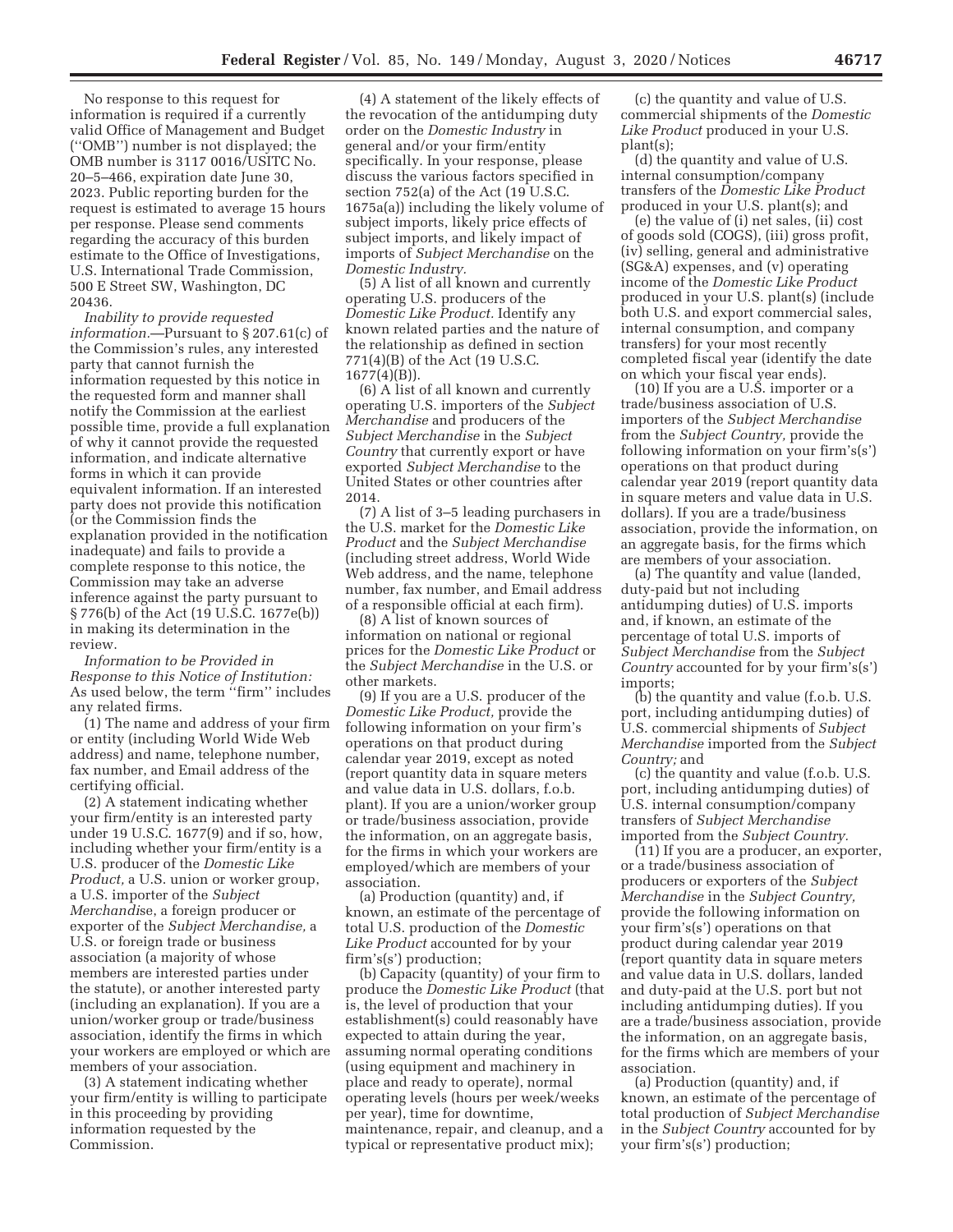No response to this request for information is required if a currently valid Office of Management and Budget (''OMB'') number is not displayed; the OMB number is 3117 0016/USITC No. 20–5–466, expiration date June 30, 2023. Public reporting burden for the request is estimated to average 15 hours per response. Please send comments regarding the accuracy of this burden estimate to the Office of Investigations, U.S. International Trade Commission, 500 E Street SW, Washington, DC 20436.

*Inability to provide requested information.*—Pursuant to § 207.61(c) of the Commission's rules, any interested party that cannot furnish the information requested by this notice in the requested form and manner shall notify the Commission at the earliest possible time, provide a full explanation of why it cannot provide the requested information, and indicate alternative forms in which it can provide equivalent information. If an interested party does not provide this notification (or the Commission finds the explanation provided in the notification inadequate) and fails to provide a complete response to this notice, the Commission may take an adverse inference against the party pursuant to § 776(b) of the Act (19 U.S.C. 1677e(b)) in making its determination in the review.

*Information to be Provided in Response to this Notice of Institution:* As used below, the term ''firm'' includes any related firms.

(1) The name and address of your firm or entity (including World Wide Web address) and name, telephone number, fax number, and Email address of the certifying official.

(2) A statement indicating whether your firm/entity is an interested party under 19 U.S.C. 1677(9) and if so, how, including whether your firm/entity is a U.S. producer of the *Domestic Like Product,* a U.S. union or worker group, a U.S. importer of the *Subject Merchandise,* a foreign producer or exporter of the *Subject Merchandise,* a U.S. or foreign trade or business association (a majority of whose members are interested parties under the statute), or another interested party (including an explanation). If you are a union/worker group or trade/business association, identify the firms in which your workers are employed or which are members of your association.

(3) A statement indicating whether your firm/entity is willing to participate in this proceeding by providing information requested by the Commission.

(4) A statement of the likely effects of the revocation of the antidumping duty order on the *Domestic Industry* in general and/or your firm/entity specifically. In your response, please discuss the various factors specified in section 752(a) of the Act (19 U.S.C. 1675a(a)) including the likely volume of subject imports, likely price effects of subject imports, and likely impact of imports of *Subject Merchandise* on the *Domestic Industry.*

(5) A list of all known and currently operating U.S. producers of the *Domestic Like Product.* Identify any known related parties and the nature of the relationship as defined in section 771(4)(B) of the Act (19 U.S.C. 1677(4)(B)).

(6) A list of all known and currently operating U.S. importers of the *Subject Merchandise* and producers of the *Subject Merchandise* in the *Subject Country* that currently export or have exported *Subject Merchandise* to the United States or other countries after 2014.

(7) A list of 3–5 leading purchasers in the U.S. market for the *Domestic Like Product* and the *Subject Merchandise* (including street address, World Wide Web address, and the name, telephone number, fax number, and Email address of a responsible official at each firm).

(8) A list of known sources of information on national or regional prices for the *Domestic Like Product* or the *Subject Merchandise* in the U.S. or other markets.

(9) If you are a U.S. producer of the *Domestic Like Product,* provide the following information on your firm's operations on that product during calendar year 2019, except as noted (report quantity data in square meters and value data in U.S. dollars, f.o.b. plant). If you are a union/worker group or trade/business association, provide the information, on an aggregate basis, for the firms in which your workers are employed/which are members of your association.

(a) Production (quantity) and, if known, an estimate of the percentage of total U.S. production of the *Domestic Like Product* accounted for by your firm's(s') production;

(b) Capacity (quantity) of your firm to produce the *Domestic Like Product* (that is, the level of production that your establishment(s) could reasonably have expected to attain during the year, assuming normal operating conditions (using equipment and machinery in place and ready to operate), normal operating levels (hours per week/weeks per year), time for downtime, maintenance, repair, and cleanup, and a typical or representative product mix);

(c) the quantity and value of U.S. commercial shipments of the *Domestic Like Product* produced in your U.S. plant(s);

(d) the quantity and value of U.S. internal consumption/company transfers of the *Domestic Like Product* produced in your U.S. plant(s); and

(e) the value of (i) net sales, (ii) cost of goods sold (COGS), (iii) gross profit, (iv) selling, general and administrative (SG&A) expenses, and (v) operating income of the *Domestic Like Product* produced in your U.S. plant(s) (include both U.S. and export commercial sales, internal consumption, and company transfers) for your most recently completed fiscal year (identify the date on which your fiscal year ends).

(10) If you are a U.S. importer or a trade/business association of U.S. importers of the *Subject Merchandise* from the *Subject Country,* provide the following information on your firm's(s') operations on that product during calendar year 2019 (report quantity data in square meters and value data in U.S. dollars). If you are a trade/business association, provide the information, on an aggregate basis, for the firms which are members of your association.

(a) The quantity and value (landed, duty-paid but not including antidumping duties) of U.S. imports and, if known, an estimate of the percentage of total U.S. imports of *Subject Merchandise* from the *Subject Country* accounted for by your firm's(s') imports;

(b) the quantity and value (f.o.b. U.S. port, including antidumping duties) of U.S. commercial shipments of *Subject Merchandise* imported from the *Subject Country;* and

(c) the quantity and value (f.o.b. U.S. port, including antidumping duties) of U.S. internal consumption/company transfers of *Subject Merchandise* imported from the *Subject Country.*

(11) If you are a producer, an exporter, or a trade/business association of producers or exporters of the *Subject Merchandise* in the *Subject Country,* provide the following information on your firm's(s') operations on that product during calendar year 2019 (report quantity data in square meters and value data in U.S. dollars, landed and duty-paid at the U.S. port but not including antidumping duties). If you are a trade/business association, provide the information, on an aggregate basis, for the firms which are members of your association.

(a) Production (quantity) and, if known, an estimate of the percentage of total production of *Subject Merchandise* in the *Subject Country* accounted for by your firm's(s') production;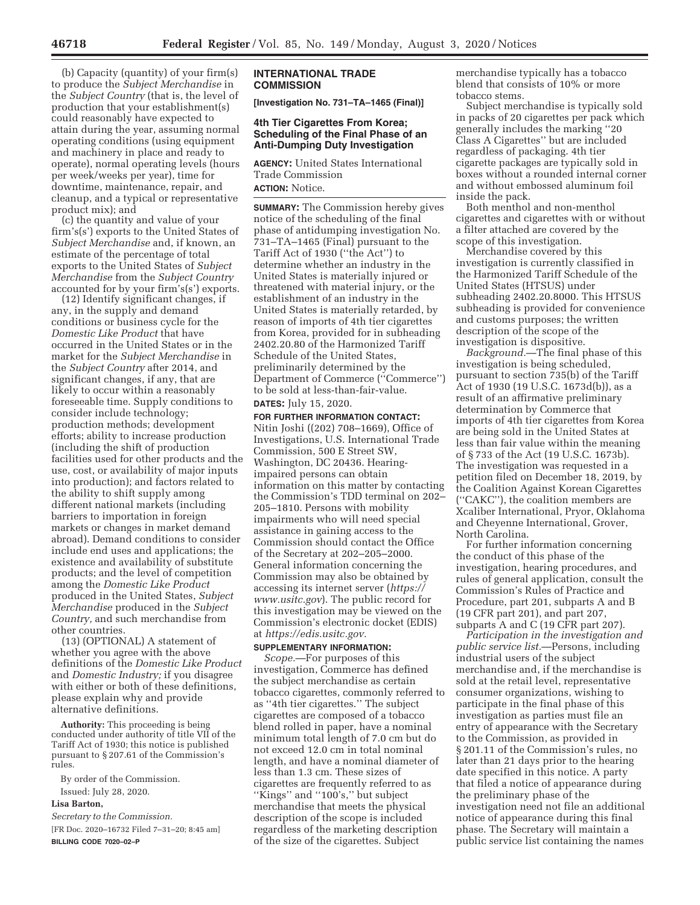(b) Capacity (quantity) of your firm(s) to produce the *Subject Merchandise* in the *Subject Country* (that is, the level of production that your establishment(s) could reasonably have expected to attain during the year, assuming normal operating conditions (using equipment and machinery in place and ready to operate), normal operating levels (hours per week/weeks per year), time for downtime, maintenance, repair, and cleanup, and a typical or representative product mix); and

(c) the quantity and value of your firm's(s') exports to the United States of *Subject Merchandise* and, if known, an estimate of the percentage of total exports to the United States of *Subject Merchandise* from the *Subject Country* accounted for by your firm's(s') exports.

(12) Identify significant changes, if any, in the supply and demand conditions or business cycle for the *Domestic Like Product* that have occurred in the United States or in the market for the *Subject Merchandise* in the *Subject Country* after 2014, and significant changes, if any, that are likely to occur within a reasonably foreseeable time. Supply conditions to consider include technology; production methods; development efforts; ability to increase production (including the shift of production facilities used for other products and the use, cost, or availability of major inputs into production); and factors related to the ability to shift supply among different national markets (including barriers to importation in foreign markets or changes in market demand abroad). Demand conditions to consider include end uses and applications; the existence and availability of substitute products; and the level of competition among the *Domestic Like Product* produced in the United States, *Subject Merchandise* produced in the *Subject Country,* and such merchandise from other countries.

(13) (OPTIONAL) A statement of whether you agree with the above definitions of the *Domestic Like Product* and *Domestic Industry;* if you disagree with either or both of these definitions, please explain why and provide alternative definitions.

**Authority:** This proceeding is being conducted under authority of title VII of the Tariff Act of 1930; this notice is published pursuant to § 207.61 of the Commission's rules.

By order of the Commission.

Issued: July 28, 2020.

**Lisa Barton,**

*Secretary to the Commission.*

[FR Doc. 2020–16732 Filed 7–31–20; 8:45 am]

**BILLING CODE 7020–02–P**

## INTERNATIONAL TRADE COMMISSION

**[Investigation No. 731–TA–1465 (Final)]**

## 4th Tier Cigarettes From Korea; Scheduling of the Final Phase of an Anti-Dumping Duty Investigation

**AGENCY:** United States International Trade Commission

**ACTION:** Notice.

**SUMMARY:** The Commission hereby gives notice of the scheduling of the final phase of antidumping investigation No. 731–TA–1465 (Final) pursuant to the Tariff Act of 1930 (''the Act'') to determine whether an industry in the United States is materially injured or threatened with material injury, or the establishment of an industry in the United States is materially retarded, by reason of imports of 4th tier cigarettes from Korea, provided for in subheading 2402.20.80 of the Harmonized Tariff Schedule of the United States, preliminarily determined by the Department of Commerce (''Commerce'') to be sold at less-than-fair-value.

**DATES:** July 15, 2020.

**FOR FURTHER INFORMATION CONTACT:** Nitin Joshi ((202) 708–1669), Office of Investigations, U.S. International Trade Commission, 500 E Street SW, Washington, DC 20436. Hearing-impaired persons can obtain information on this matter by contacting the Commission's TDD terminal on 202–205–1810. Persons with mobility impairments who will need special assistance in gaining access to the Commission should contact the Office of the Secretary at 202–205–2000. General information concerning the Commission may also be obtained by accessing its internet server (*https://www.usitc.gov*). The public record for this investigation may be viewed on the Commission's electronic docket (EDIS) at *https://edis.usitc.gov.*

**SUPPLEMENTARY INFORMATION:**

*Scope.*—For purposes of this investigation, Commerce has defined the subject merchandise as certain tobacco cigarettes, commonly referred to as ''4th tier cigarettes.'' The subject cigarettes are composed of a tobacco blend rolled in paper, have a nominal minimum total length of 7.0 cm but do not exceed 12.0 cm in total nominal length, and have a nominal diameter of less than 1.3 cm. These sizes of cigarettes are frequently referred to as ''Kings'' and ''100's,'' but subject merchandise that meets the physical description of the scope is included regardless of the marketing description of the size of the cigarettes. Subject merchandise typically has a tobacco blend that consists of 10% or more tobacco stems.

Subject merchandise is typically sold in packs of 20 cigarettes per pack which generally includes the marking ''20 Class A Cigarettes'' but are included regardless of packaging. 4th tier cigarette packages are typically sold in boxes without a rounded internal corner and without embossed aluminum foil inside the pack.

Both menthol and non-menthol cigarettes and cigarettes with or without a filter attached are covered by the scope of this investigation.

Merchandise covered by this investigation is currently classified in the Harmonized Tariff Schedule of the United States (HTSUS) under subheading 2402.20.8000. This HTSUS subheading is provided for convenience and customs purposes; the written description of the scope of the investigation is dispositive.

*Background.*—The final phase of this investigation is being scheduled, pursuant to section 735(b) of the Tariff Act of 1930 (19 U.S.C. 1673d(b)), as a result of an affirmative preliminary determination by Commerce that imports of 4th tier cigarettes from Korea are being sold in the United States at less than fair value within the meaning of § 733 of the Act (19 U.S.C. 1673b). The investigation was requested in a petition filed on December 18, 2019, by the Coalition Against Korean Cigarettes (''CAKC''), the coalition members are Xcaliber International, Pryor, Oklahoma and Cheyenne International, Grover, North Carolina.

For further information concerning the conduct of this phase of the investigation, hearing procedures, and rules of general application, consult the Commission's Rules of Practice and Procedure, part 201, subparts A and B (19 CFR part 201), and part 207, subparts A and C (19 CFR part 207).

*Participation in the investigation and public service list.*—Persons, including industrial users of the subject merchandise and, if the merchandise is sold at the retail level, representative consumer organizations, wishing to participate in the final phase of this investigation as parties must file an entry of appearance with the Secretary to the Commission, as provided in § 201.11 of the Commission's rules, no later than 21 days prior to the hearing date specified in this notice. A party that filed a notice of appearance during the preliminary phase of the investigation need not file an additional notice of appearance during this final phase. The Secretary will maintain a public service list containing the names